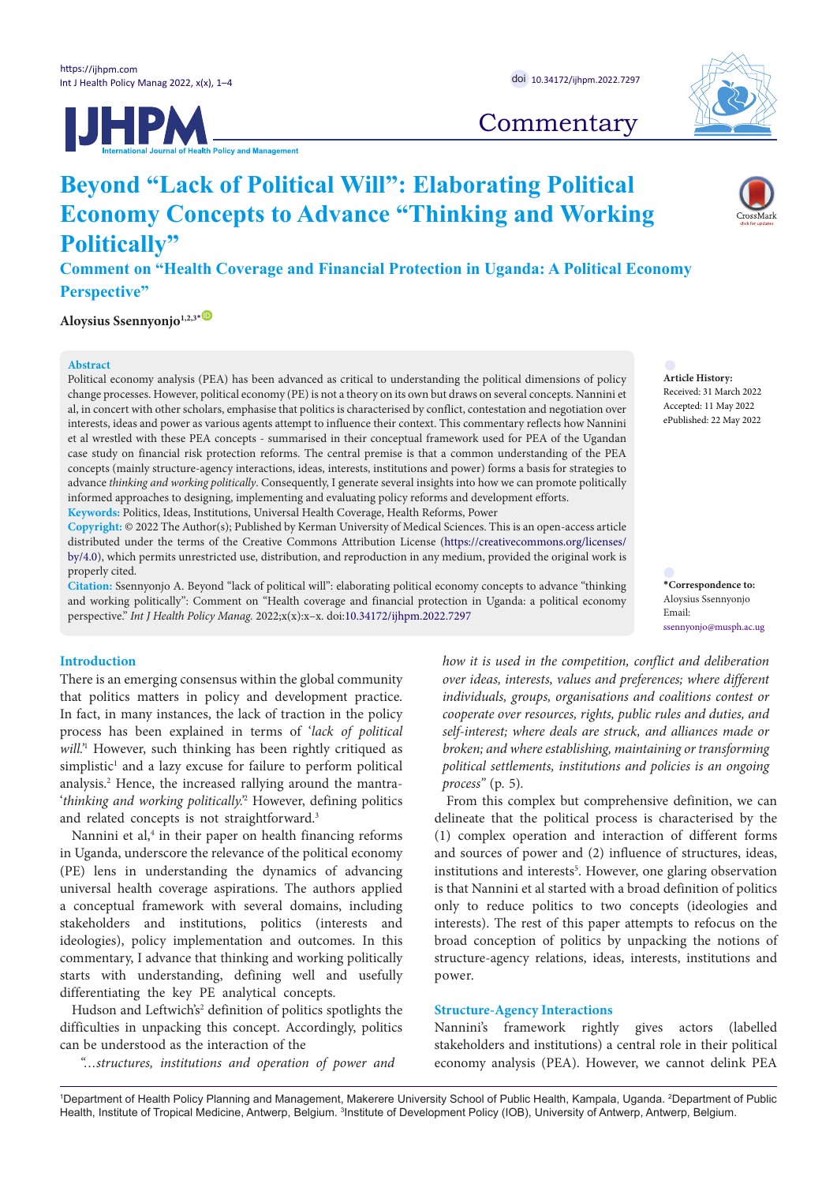# Beyond "Lack of Political Will": Elaborating Political Economy Concepts to Advance "Thinking and Working Politically"

## Comment on "Health Coverage and Financial Protection in Uganda: A Political Economy Perspective"

**Aloysius Ssennyonjo**[1,2,3*]

**Abstract**

Political economy analysis (PEA) has been advanced as critical to understanding the political dimensions of policy change processes. However, political economy (PE) is not a theory on its own but draws on several concepts. Nannini et al, in concert with other scholars, emphasise that politics is characterised by conflict, contestation and negotiation over interests, ideas and power as various agents attempt to influence their context. This commentary reflects how Nannini et al wrestled with these PEA concepts - summarised in their conceptual framework used for PEA of the Ugandan case study on financial risk protection reforms. The central premise is that a common understanding of the PEA concepts (mainly structure-agency interactions, ideas, interests, institutions and power) forms a basis for strategies to advance *thinking and working politically*. Consequently, I generate several insights into how we can promote politically informed approaches to designing, implementing and evaluating policy reforms and development efforts.

**Keywords:** Politics, Ideas, Institutions, Universal Health Coverage, Health Reforms, Power

**Copyright:** © 2022 The Author(s); Published by Kerman University of Medical Sciences. This is an open-access article distributed under the terms of the Creative Commons Attribution License (https://creativecommons.org/licenses/by/4.0), which permits unrestricted use, distribution, and reproduction in any medium, provided the original work is properly cited.

**Citation:** Ssennyonjo A. Beyond "lack of political will": elaborating political economy concepts to advance "thinking and working politically": Comment on "Health coverage and financial protection in Uganda: a political economy perspective." *Int J Health Policy Manag.* 2022;x(x):x–x. doi:10.34172/ijhpm.2022.7297

**Article History:**
Received: 31 March 2022
Accepted: 11 May 2022
ePublished: 22 May 2022

**\*Correspondence to:**
Aloysius Ssennyonjo
Email: ssennyonjo@musph.ac.ug

## Introduction

There is an emerging consensus within the global community that politics matters in policy and development practice. In fact, in many instances, the lack of traction in the policy process has been explained in terms of '*lack of political will*.'[1] However, such thinking has been rightly critiqued as simplistic[1] and a lazy excuse for failure to perform political analysis.[2] Hence, the increased rallying around the mantra- '*thinking and working politically*.'[2] However, defining politics and related concepts is not straightforward.[3]

Nannini et al,[4] in their paper on health financing reforms in Uganda, underscore the relevance of the political economy (PE) lens in understanding the dynamics of advancing universal health coverage aspirations. The authors applied a conceptual framework with several domains, including stakeholders and institutions, politics (interests and ideologies), policy implementation and outcomes. In this commentary, I advance that thinking and working politically starts with understanding, defining well and usefully differentiating the key PE analytical concepts.

Hudson and Leftwich's[2] definition of politics spotlights the difficulties in unpacking this concept. Accordingly, politics can be understood as the interaction of the

*"...structures, institutions and operation of power and how it is used in the competition, conflict and deliberation over ideas, interests, values and preferences; where different individuals, groups, organisations and coalitions contest or cooperate over resources, rights, public rules and duties, and self-interest; where deals are struck, and alliances made or broken; and where establishing, maintaining or transforming political settlements, institutions and policies is an ongoing process"* (p. 5).

From this complex but comprehensive definition, we can delineate that the political process is characterised by the (1) complex operation and interaction of different forms and sources of power and (2) influence of structures, ideas, institutions and interests[5]. However, one glaring observation is that Nannini et al started with a broad definition of politics only to reduce politics to two concepts (ideologies and interests). The rest of this paper attempts to refocus on the broad conception of politics by unpacking the notions of structure-agency relations, ideas, interests, institutions and power.

## Structure-Agency Interactions

Nannini's framework rightly gives actors (labelled stakeholders and institutions) a central role in their political economy analysis (PEA). However, we cannot delink PEA

[1]Department of Health Policy Planning and Management, Makerere University School of Public Health, Kampala, Uganda. [2]Department of Public Health, Institute of Tropical Medicine, Antwerp, Belgium. [3]Institute of Development Policy (IOB), University of Antwerp, Antwerp, Belgium.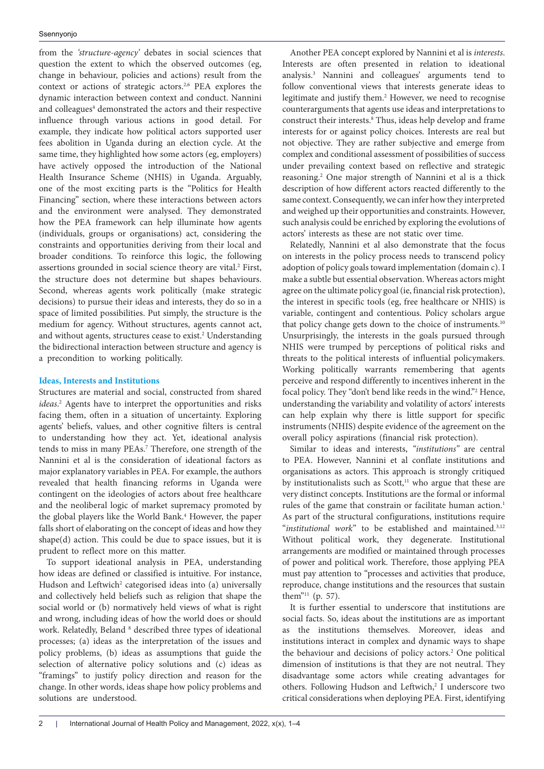from the *'structure-agency'* debates in social sciences that question the extent to which the observed outcomes (eg, change in behaviour, policies and actions) result from the context or actions of strategic actors.[2,6] PEA explores the dynamic interaction between context and conduct. Nannini and colleagues[4] demonstrated the actors and their respective influence through various actions in good detail. For example, they indicate how political actors supported user fees abolition in Uganda during an election cycle. At the same time, they highlighted how some actors (eg, employers) have actively opposed the introduction of the National Health Insurance Scheme (NHIS) in Uganda. Arguably, one of the most exciting parts is the "Politics for Health Financing" section, where these interactions between actors and the environment were analysed. They demonstrated how the PEA framework can help illuminate how agents (individuals, groups or organisations) act, considering the constraints and opportunities deriving from their local and broader conditions. To reinforce this logic, the following assertions grounded in social science theory are vital.[2] First, the structure does not determine but shapes behaviours. Second, whereas agents work politically (make strategic decisions) to pursue their ideas and interests, they do so in a space of limited possibilities. Put simply, the structure is the medium for agency. Without structures, agents cannot act, and without agents, structures cease to exist.[2] Understanding the bidirectional interaction between structure and agency is a precondition to working politically.

## Ideas, Interests and Institutions

Structures are material and social, constructed from shared *ideas*.[2] Agents have to interpret the opportunities and risks facing them, often in a situation of uncertainty. Exploring agents' beliefs, values, and other cognitive filters is central to understanding how they act. Yet, ideational analysis tends to miss in many PEAs.[7] Therefore, one strength of the Nannini et al is the consideration of ideational factors as major explanatory variables in PEA. For example, the authors revealed that health financing reforms in Uganda were contingent on the ideologies of actors about free healthcare and the neoliberal logic of market supremacy promoted by the global players like the World Bank.[4] However, the paper falls short of elaborating on the concept of ideas and how they shape(d) action. This could be due to space issues, but it is prudent to reflect more on this matter.

To support ideational analysis in PEA, understanding how ideas are defined or classified is intuitive. For instance, Hudson and Leftwich[2] categorised ideas into (a) universally and collectively held beliefs such as religion that shape the social world or (b) normatively held views of what is right and wrong, including ideas of how the world does or should work. Relatedly, Beland [8] described three types of ideational processes; (a) ideas as the interpretation of the issues and policy problems, (b) ideas as assumptions that guide the selection of alternative policy solutions and (c) ideas as "framings" to justify policy direction and reason for the change. In other words, ideas shape how policy problems and solutions are understood.

Another PEA concept explored by Nannini et al is *interests*. Interests are often presented in relation to ideational analysis.[3] Nannini and colleagues' arguments tend to follow conventional views that interests generate ideas to legitimate and justify them.[2] However, we need to recognise counterarguments that agents use ideas and interpretations to construct their interests.[8] Thus, ideas help develop and frame interests for or against policy choices. Interests are real but not objective. They are rather subjective and emerge from complex and conditional assessment of possibilities of success under prevailing context based on reflective and strategic reasoning.[2] One major strength of Nannini et al is a thick description of how different actors reacted differently to the same context. Consequently, we can infer how they interpreted and weighed up their opportunities and constraints. However, such analysis could be enriched by exploring the evolutions of actors' interests as these are not static over time.

Relatedly, Nannini et al also demonstrate that the focus on interests in the policy process needs to transcend policy adoption of policy goals toward implementation (domain c). I make a subtle but essential observation. Whereas actors might agree on the ultimate policy goal (ie, financial risk protection), the interest in specific tools (eg, free healthcare or NHIS) is variable, contingent and contentious. Policy scholars argue that policy change gets down to the choice of instruments.[10] Unsurprisingly, the interests in the goals pursued through NHIS were trumped by perceptions of political risks and threats to the political interests of influential policymakers. Working politically warrants remembering that agents perceive and respond differently to incentives inherent in the focal policy. They "don't bend like reeds in the wind."[2] Hence, understanding the variability and volatility of actors' interests can help explain why there is little support for specific instruments (NHIS) despite evidence of the agreement on the overall policy aspirations (financial risk protection).

Similar to ideas and interests, *"institutions"* are central to PEA. However, Nannini et al conflate institutions and organisations as actors. This approach is strongly critiqued by institutionalists such as Scott,[11] who argue that these are very distinct concepts. Institutions are the formal or informal rules of the game that constrain or facilitate human action.[1] As part of the structural configurations, institutions require "*institutional work*" to be established and maintained.[3,12] Without political work, they degenerate. Institutional arrangements are modified or maintained through processes of power and political work. Therefore, those applying PEA must pay attention to "processes and activities that produce, reproduce, change institutions and the resources that sustain them"[11] (p. 57).

It is further essential to underscore that institutions are social facts. So, ideas about the institutions are as important as the institutions themselves. Moreover, ideas and institutions interact in complex and dynamic ways to shape the behaviour and decisions of policy actors.[2] One political dimension of institutions is that they are not neutral. They disadvantage some actors while creating advantages for others. Following Hudson and Leftwich,[2] I underscore two critical considerations when deploying PEA. First, identifying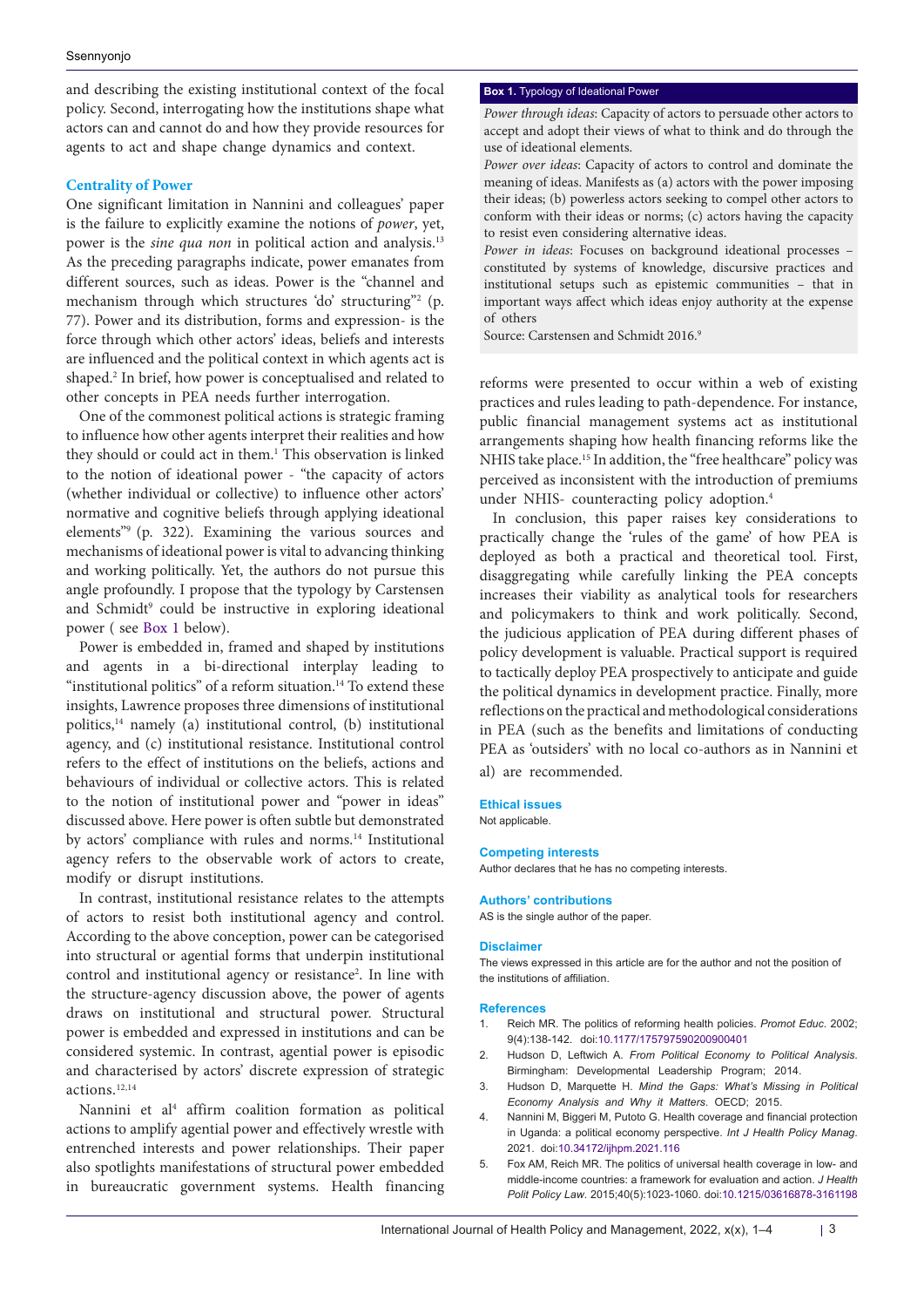and describing the existing institutional context of the focal policy. Second, interrogating how the institutions shape what actors can and cannot do and how they provide resources for agents to act and shape change dynamics and context.

## Centrality of Power

One significant limitation in Nannini and colleagues' paper is the failure to explicitly examine the notions of *power*, yet, power is the *sine qua non* in political action and analysis.[13] As the preceding paragraphs indicate, power emanates from different sources, such as ideas. Power is the "channel and mechanism through which structures 'do' structuring"[2] (p. 77). Power and its distribution, forms and expression- is the force through which other actors' ideas, beliefs and interests are influenced and the political context in which agents act is shaped.[2] In brief, how power is conceptualised and related to other concepts in PEA needs further interrogation.

One of the commonest political actions is strategic framing to influence how other agents interpret their realities and how they should or could act in them.[1] This observation is linked to the notion of ideational power - "the capacity of actors (whether individual or collective) to influence other actors' normative and cognitive beliefs through applying ideational elements"[9] (p. 322). Examining the various sources and mechanisms of ideational power is vital to advancing thinking and working politically. Yet, the authors do not pursue this angle profoundly. I propose that the typology by Carstensen and Schmidt[9] could be instructive in exploring ideational power ( see Box 1 below).

Power is embedded in, framed and shaped by institutions and agents in a bi-directional interplay leading to "institutional politics" of a reform situation.[14] To extend these insights, Lawrence proposes three dimensions of institutional politics,[14] namely (a) institutional control, (b) institutional agency, and (c) institutional resistance. Institutional control refers to the effect of institutions on the beliefs, actions and behaviours of individual or collective actors. This is related to the notion of institutional power and "power in ideas" discussed above. Here power is often subtle but demonstrated by actors' compliance with rules and norms.[14] Institutional agency refers to the observable work of actors to create, modify or disrupt institutions.

In contrast, institutional resistance relates to the attempts of actors to resist both institutional agency and control. According to the above conception, power can be categorised into structural or agential forms that underpin institutional control and institutional agency or resistance[2]. In line with the structure-agency discussion above, the power of agents draws on institutional and structural power. Structural power is embedded and expressed in institutions and can be considered systemic. In contrast, agential power is episodic and characterised by actors' discrete expression of strategic actions.[12,14]

Nannini et al[4] affirm coalition formation as political actions to amplify agential power and effectively wrestle with entrenched interests and power relationships. Their paper also spotlights manifestations of structural power embedded in bureaucratic government systems. Health financing reforms were presented to occur within a web of existing practices and rules leading to path-dependence. For instance, public financial management systems act as institutional arrangements shaping how health financing reforms like the NHIS take place.[15] In addition, the "free healthcare" policy was perceived as inconsistent with the introduction of premiums under NHIS- counteracting policy adoption.[4]

**Box 1.** Typology of Ideational Power

*Power through ideas*: Capacity of actors to persuade other actors to accept and adopt their views of what to think and do through the use of ideational elements.

*Power over ideas*: Capacity of actors to control and dominate the meaning of ideas. Manifests as (a) actors with the power imposing their ideas; (b) powerless actors seeking to compel other actors to conform with their ideas or norms; (c) actors having the capacity to resist even considering alternative ideas.

*Power in ideas*: Focuses on background ideational processes – constituted by systems of knowledge, discursive practices and institutional setups such as epistemic communities – that in important ways affect which ideas enjoy authority at the expense of others

Source: Carstensen and Schmidt 2016.[9]

In conclusion, this paper raises key considerations to practically change the 'rules of the game' of how PEA is deployed as both a practical and theoretical tool. First, disaggregating while carefully linking the PEA concepts increases their viability as analytical tools for researchers and policymakers to think and work politically. Second, the judicious application of PEA during different phases of policy development is valuable. Practical support is required to tactically deploy PEA prospectively to anticipate and guide the political dynamics in development practice. Finally, more reflections on the practical and methodological considerations in PEA (such as the benefits and limitations of conducting PEA as 'outsiders' with no local co-authors as in Nannini et al) are recommended.

## Ethical issues

Not applicable.

## Competing interests

Author declares that he has no competing interests.

## Authors' contributions

AS is the single author of the paper.

## Disclaimer

The views expressed in this article are for the author and not the position of the institutions of affiliation.

## References

1. Reich MR. The politics of reforming health policies. *Promot Educ*. 2002; 9(4):138-142. doi:10.1177/175797590200900401
2. Hudson D, Leftwich A. *From Political Economy to Political Analysis*. Birmingham: Developmental Leadership Program; 2014.
3. Hudson D, Marquette H. *Mind the Gaps: What's Missing in Political Economy Analysis and Why it Matters*. OECD; 2015.
4. Nannini M, Biggeri M, Putoto G. Health coverage and financial protection in Uganda: a political economy perspective. *Int J Health Policy Manag*. 2021. doi:10.34172/ijhpm.2021.116
5. Fox AM, Reich MR. The politics of universal health coverage in low- and middle-income countries: a framework for evaluation and action. *J Health Polit Policy Law*. 2015;40(5):1023-1060. doi:10.1215/03616878-3161198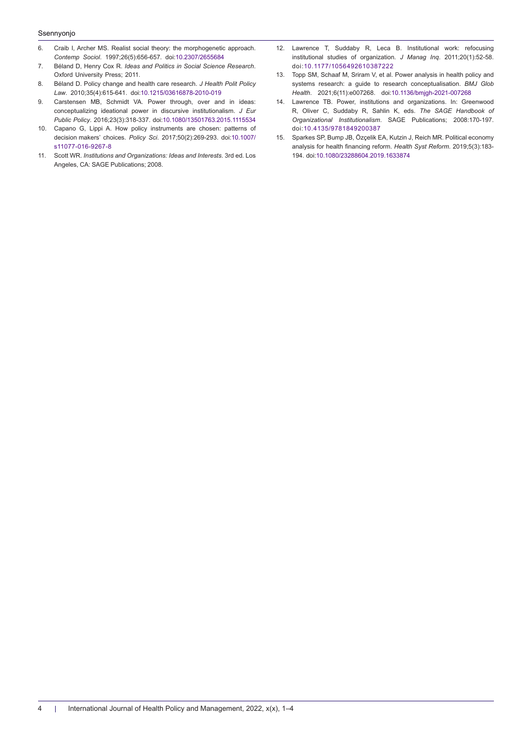6. Craib I, Archer MS. Realist social theory: the morphogenetic approach. *Contemp Sociol*. 1997;26(5):656-657. doi:10.2307/2655684
7. Béland D, Henry Cox R. *Ideas and Politics in Social Science Research*. Oxford University Press; 2011.
8. Béland D. Policy change and health care research. *J Health Polit Policy Law*. 2010;35(4):615-641. doi:10.1215/03616878-2010-019
9. Carstensen MB, Schmidt VA. Power through, over and in ideas: conceptualizing ideational power in discursive institutionalism. *J Eur Public Policy*. 2016;23(3):318-337. doi:10.1080/13501763.2015.1115534
10. Capano G, Lippi A. How policy instruments are chosen: patterns of decision makers' choices. *Policy Sci*. 2017;50(2):269-293. doi:10.1007/s11077-016-9267-8
11. Scott WR. *Institutions and Organizations: Ideas and Interests*. 3rd ed. Los Angeles, CA: SAGE Publications; 2008.
12. Lawrence T, Suddaby R, Leca B. Institutional work: refocusing institutional studies of organization. *J Manag Inq*. 2011;20(1):52-58. doi:10.1177/1056492610387222
13. Topp SM, Schaaf M, Sriram V, et al. Power analysis in health policy and systems research: a guide to research conceptualisation. *BMJ Glob Health*. 2021;6(11):e007268. doi:10.1136/bmjgh-2021-007268
14. Lawrence TB. Power, institutions and organizations. In: Greenwood R, Oliver C, Suddaby R, Sahlin K, eds. *The SAGE Handbook of Organizational Institutionalism*. SAGE Publications; 2008:170-197. doi:10.4135/9781849200387
15. Sparkes SP, Bump JB, Özçelik EA, Kutzin J, Reich MR. Political economy analysis for health financing reform. *Health Syst Reform*. 2019;5(3):183-194. doi:10.1080/23288604.2019.1633874